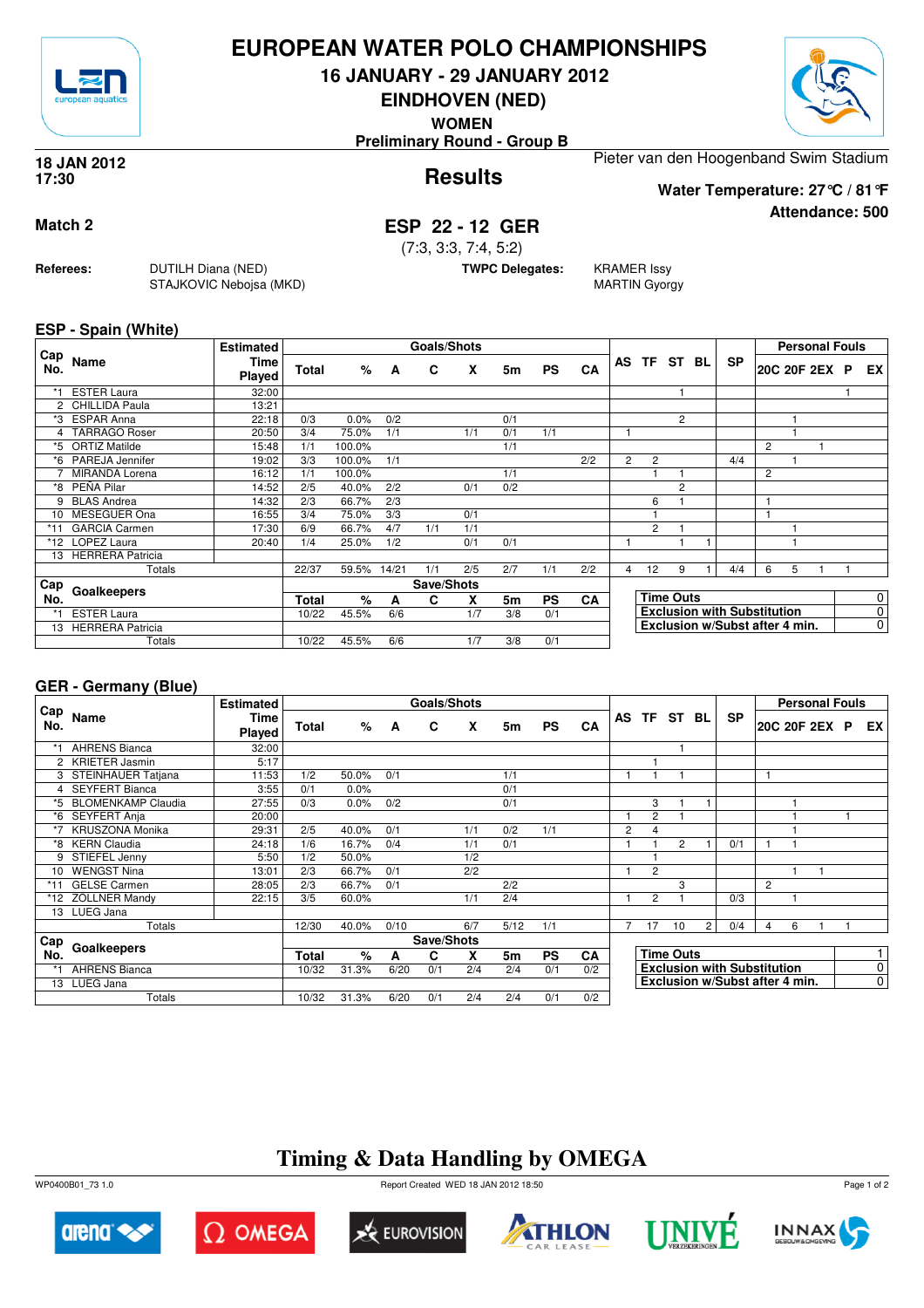# EUROPEAN WATER POLO CHAMPIONSHIPS

## 16 JANUARY - 29 JANUARY 2012

## EINDHOVEN (NED)

**WOMEN**

**Preliminary Round - Group B**

**18 JAN 2012**
**17:30**

## Results

Pieter van den Hoogenband Swim Stadium

**Water Temperature: 27°C / 81°F**

**Attendance: 500**

**Match 2**

## ESP 22 - 12 GER

(7:3, 3:3, 7:4, 5:2)

**Referees:** DUTILH Diana (NED), STAJKOVIC Nebojsa (MKD)

**TWPC Delegates:** KRAMER Issy, MARTIN Gyorgy

### ESP - Spain (White)

| Cap No. | Name | Estimated Time Played | Total | % | A | C | X | 5m | PS | CA | AS | TF | ST | BL | SP | 20C | 20F | 2EX | P | EX |
|---|---|---|---|---|---|---|---|---|---|---|---|---|---|---|---|---|---|---|---|---|
| *1 | ESTER Laura | 32:00 | | | | | | | | | | | 1 | | | | | | 1 | |
| 2 | CHILLIDA Paula | 13:21 | | | | | | | | | | | | | | | | | | |
| *3 | ESPAR Anna | 22:18 | 0/3 | 0.0% | 0/2 | | | 0/1 | | | | | 2 | | | | 1 | | | |
| 4 | TARRAGO Roser | 20:50 | 3/4 | 75.0% | 1/1 | | 1/1 | 0/1 | 1/1 | | 1 | | | | | | 1 | | | |
| *5 | ORTIZ Matilde | 15:48 | 1/1 | 100.0% | | | | 1/1 | | | | | | | | 2 | | 1 | | |
| *6 | PAREJA Jennifer | 19:02 | 3/3 | 100.0% | 1/1 | | | | | 2/2 | 2 | 2 | | | 4/4 | | 1 | | | |
| 7 | MIRANDA Lorena | 16:12 | 1/1 | 100.0% | | | | 1/1 | | | | 1 | 1 | | | 2 | | | | |
| *8 | PEÑA Pilar | 14:52 | 2/5 | 40.0% | 2/2 | | 0/1 | 0/2 | | | | | 2 | | | | | | | |
| 9 | BLAS Andrea | 14:32 | 2/3 | 66.7% | 2/3 | | | | | | | 6 | 1 | | | 1 | | | | |
| 10 | MESEGUER Ona | 16:55 | 3/4 | 75.0% | 3/3 | | 0/1 | | | | | 1 | | | | 1 | | | | |
| *11 | GARCIA Carmen | 17:30 | 6/9 | 66.7% | 4/7 | 1/1 | 1/1 | | | | | 2 | 1 | | | | 1 | | | |
| *12 | LOPEZ Laura | 20:40 | 1/4 | 25.0% | 1/2 | | 0/1 | 0/1 | | | 1 | | 1 | 1 | | | 1 | | | |
| 13 | HERRERA Patricia | | | | | | | | | | | | | | | | | | | |
| | Totals | | 22/37 | 59.5% | 14/21 | 1/1 | 2/5 | 2/7 | 1/1 | 2/2 | 4 | 12 | 9 | 1 | 4/4 | 6 | 5 | 1 | 1 | |

| Cap No. | Goalkeepers | Total | % | A | C | X | 5m | PS | CA |
|---|---|---|---|---|---|---|---|---|---|
| *1 | ESTER Laura | 10/22 | 45.5% | 6/6 | | 1/7 | 3/8 | 0/1 | |
| 13 | HERRERA Patricia | | | | | | | | |
| | Totals | 10/22 | 45.5% | 6/6 | | 1/7 | 3/8 | 0/1 | |

| | |
|---|---|
| Time Outs | 0 |
| Exclusion with Substitution | 0 |
| Exclusion w/Subst after 4 min. | 0 |

### GER - Germany (Blue)

| Cap No. | Name | Estimated Time Played | Total | % | A | C | X | 5m | PS | CA | AS | TF | ST | BL | SP | 20C | 20F | 2EX | P | EX |
|---|---|---|---|---|---|---|---|---|---|---|---|---|---|---|---|---|---|---|---|---|
| *1 | AHRENS Bianca | 32:00 | | | | | | | | | | | 1 | | | | | | | |
| 2 | KRIETER Jasmin | 5:17 | | | | | | | | | | 1 | | | | | | | | |
| 3 | STEINHAUER Tatjana | 11:53 | 1/2 | 50.0% | 0/1 | | | 1/1 | | | 1 | 1 | 1 | | | 1 | | | | |
| 4 | SEYFERT Bianca | 3:55 | 0/1 | 0.0% | | | | 0/1 | | | | | | | | | | | | |
| *5 | BLOMENKAMP Claudia | 27:55 | 0/3 | 0.0% | 0/2 | | | 0/1 | | | | 3 | 1 | 1 | | | 1 | | | |
| *6 | SEYFERT Anja | 20:00 | | | | | | | | | 1 | 2 | 1 | | | | 1 | | 1 | |
| *7 | KRUSZONA Monika | 29:31 | 2/5 | 40.0% | 0/1 | | 1/1 | 0/2 | 1/1 | | 2 | 4 | | | | | 1 | | | |
| *8 | KERN Claudia | 24:18 | 1/6 | 16.7% | 0/4 | | 1/1 | 0/1 | | | 1 | 1 | 2 | 1 | 0/1 | 1 | 1 | | | |
| 9 | STIEFEL Jenny | 5:50 | 1/2 | 50.0% | | | 1/2 | | | | | 1 | | | | | | | | |
| 10 | WENGST Nina | 13:01 | 2/3 | 66.7% | 0/1 | | 2/2 | | | | 1 | 2 | | | | | 1 | 1 | | |
| *11 | GELSE Carmen | 28:05 | 2/3 | 66.7% | 0/1 | | | 2/2 | | | | | 3 | | | 2 | | | | |
| *12 | ZOLLNER Mandy | 22:15 | 3/5 | 60.0% | | | 1/1 | 2/4 | | | 1 | 2 | 1 | | 0/3 | | 1 | | | |
| 13 | LUEG Jana | | | | | | | | | | | | | | | | | | | |
| | Totals | | 12/30 | 40.0% | 0/10 | | 6/7 | 5/12 | 1/1 | | 7 | 17 | 10 | 2 | 0/4 | 4 | 6 | 1 | 1 | |

| Cap No. | Goalkeepers | Total | % | A | C | X | 5m | PS | CA |
|---|---|---|---|---|---|---|---|---|---|
| *1 | AHRENS Bianca | 10/32 | 31.3% | 6/20 | 0/1 | 2/4 | 2/4 | 0/1 | 0/2 |
| 13 | LUEG Jana | | | | | | | | |
| | Totals | 10/32 | 31.3% | 6/20 | 0/1 | 2/4 | 2/4 | 0/1 | 0/2 |

| | |
|---|---|
| Time Outs | 1 |
| Exclusion with Substitution | 0 |
| Exclusion w/Subst after 4 min. | 0 |

## Timing & Data Handling by OMEGA

WP0400B01_73 1.0 — Report Created WED 18 JAN 2012 18:50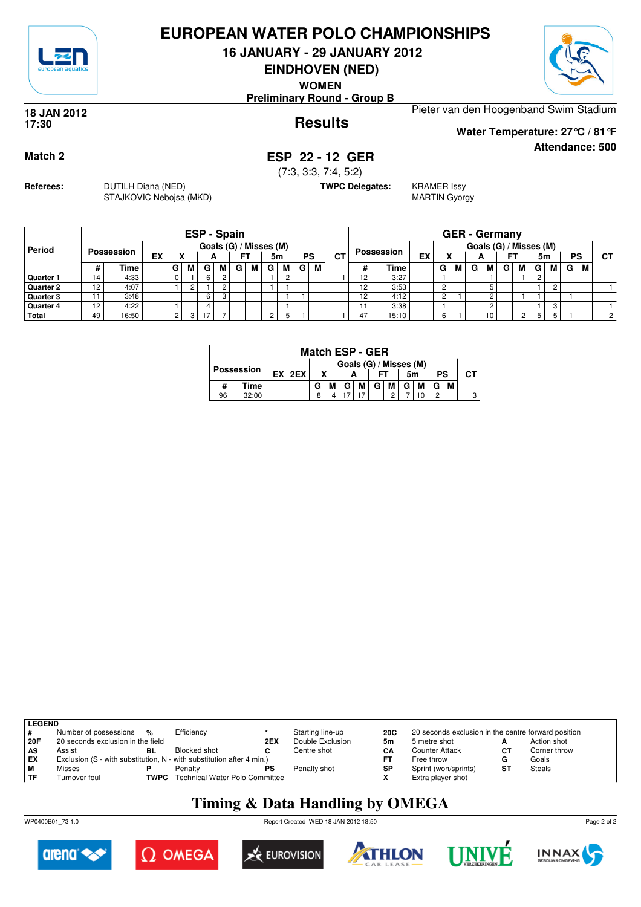# EUROPEAN WATER POLO CHAMPIONSHIPS

## 16 JANUARY - 29 JANUARY 2012

## EINDHOVEN (NED)

**WOMEN**

**Preliminary Round - Group B**

**18 JAN 2012**
**17:30**

## Results

Pieter van den Hoogenband Swim Stadium

**Water Temperature: 27°C / 81°F**

**Attendance: 500**

**Match 2**

## ESP 22 - 12 GER

(7:3, 3:3, 7:4, 5:2)

**Referees:** DUTILH Diana (NED), STAJKOVIC Nebojsa (MKD)

**TWPC Delegates:** KRAMER Issy, MARTIN Gyorgy

| Period | ESP - Spain | | | | | | | | | | | | | | | GER - Germany | | | | | | | | | | | | | | |
|---|---|---|---|---|---|---|---|---|---|---|---|---|---|---|---|---|---|---|---|---|---|---|---|---|---|---|---|---|---|---|
| | Possession | | EX | Goals (G) / Misses (M) | | | | | | | | | | | CT | Possession | | EX | Goals (G) / Misses (M) | | | | | | | | | | | CT |
| | | | | X | | A | | FT | | 5m | | PS | | | | | | | X | | A | | FT | | 5m | | PS | | | |
| | # | Time | | G | M | G | M | G | M | G | M | G | M | | | # | Time | | G | M | G | M | G | M | G | M | G | M | | |
| Quarter 1 | 14 | 4:33 | | 0 | 1 | 6 | 2 | | | 1 | 2 | | | | 1 | 12 | 3:27 | | 1 | | | 1 | | 1 | 2 | | | | | |
| Quarter 2 | 12 | 4:07 | | 1 | 2 | 1 | 2 | | | 1 | 1 | | | | | 12 | 3:53 | | 2 | | | 5 | | | 1 | 2 | | | | 1 |
| Quarter 3 | 11 | 3:48 | | | | 6 | 3 | | | | 1 | 1 | | | | 12 | 4:12 | | 2 | 1 | | 2 | | 1 | 1 | | 1 | | | |
| Quarter 4 | 12 | 4:22 | | 1 | | 4 | | | | | 1 | | | | | 11 | 3:38 | | 1 | | | 2 | | | 1 | 3 | | | | 1 |
| Total | 49 | 16:50 | | 2 | 3 | 17 | 7 | | | 2 | 5 | 1 | | | 1 | 47 | 15:10 | | 6 | 1 | | 10 | | 2 | 5 | 5 | 1 | | | 2 |

| Match ESP - GER | | | | | | | | | | | | | | |
|---|---|---|---|---|---|---|---|---|---|---|---|---|---|---|
| Possession | | EX | 2EX | Goals (G) / Misses (M) | | | | | | | | | | CT |
| | | | | X | | A | | FT | | 5m | | PS | | |
| # | Time | | | G | M | G | M | G | M | G | M | G | M | |
| 96 | 32:00 | | | 8 | 4 | 17 | 17 | | 2 | 7 | 10 | 2 | | 3 |

| LEGEND | | | | | | | |
|---|---|---|---|---|---|---|---|
| # | Number of possessions | % | Efficiency | * | Starting line-up | 20C | 20 seconds exclusion in the centre forward position |
| 20F | 20 seconds exclusion in the field | | | 2EX | Double Exclusion | 5m | 5 metre shot |
| AS | Assist | BL | Blocked shot | C | Centre shot | CA | Counter Attack |
| EX | Exclusion (S - with substitution, N - with substitution after 4 min.) | | | | | FT | Free throw |
| M | Misses | P | Penalty | PS | Penalty shot | SP | Sprint (won/sprints) |
| TF | Turnover foul | TWPC | Technical Water Polo Committee | | | X | Extra player shot |
| A | Action shot | CT | Corner throw | G | Goals | ST | Steals |

## Timing & Data Handling by OMEGA

WP0400B01_73 1.0 — Report Created WED 18 JAN 2012 18:50